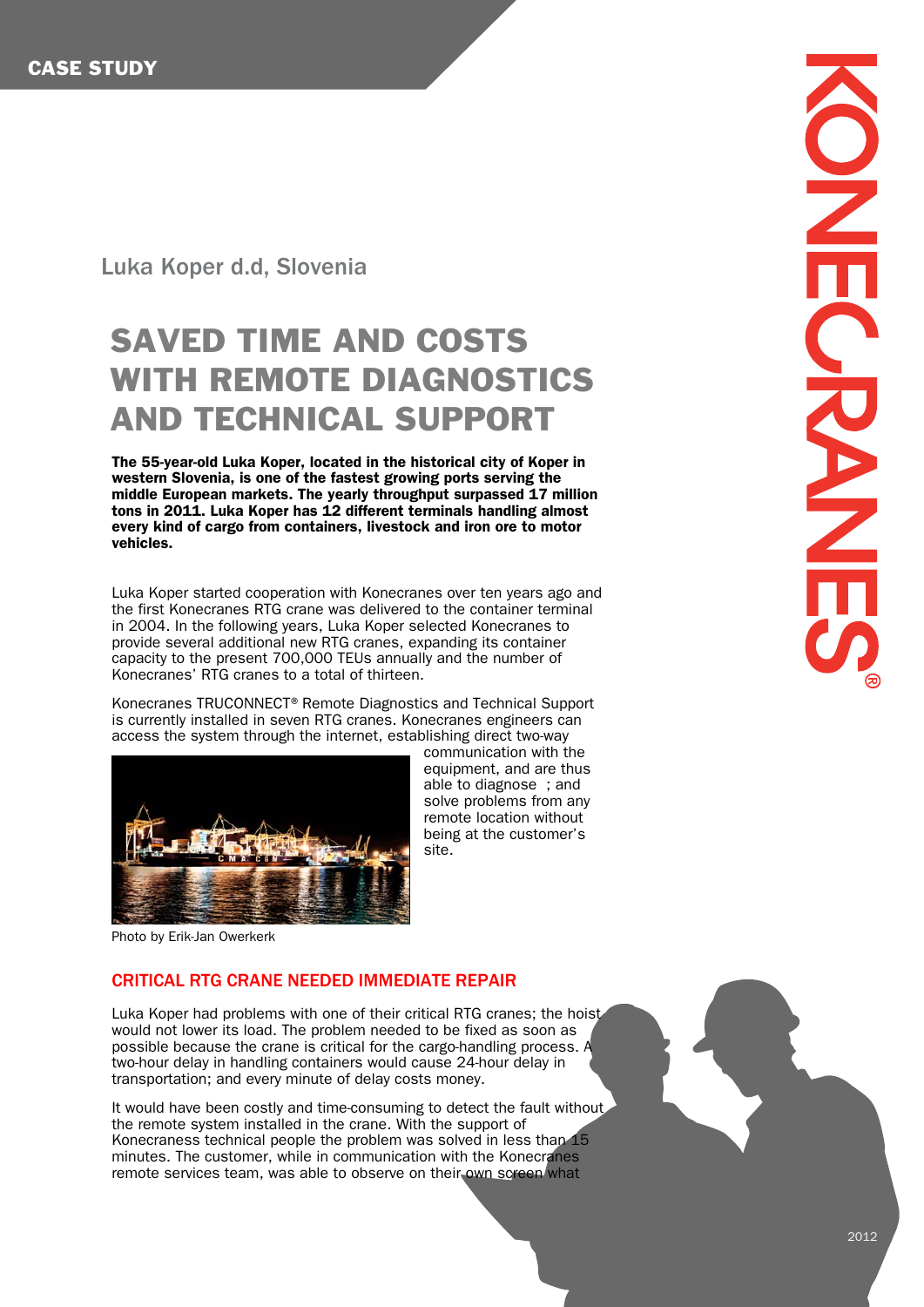CASE STUDY

Luka Koper d.d, Slovenia

# SAVED TIME AND COSTS WITH REMOTE DIAGNOSTICS AND TECHNICAL SUPPORT

**The 55-year-old Luka Koper, located in the historical city of Koper in western Slovenia, is one of the fastest growing ports serving the middle European markets. The yearly throughput surpassed 17 million tons in 2011. Luka Koper has 12 different terminals handling almost every kind of cargo from containers, livestock and iron ore to motor vehicles.**

Luka Koper started cooperation with Konecranes over ten years ago and the first Konecranes RTG crane was delivered to the container terminal in 2004. In the following years, Luka Koper selected Konecranes to provide several additional new RTG cranes, expanding its container capacity to the present 700,000 TEUs annually and the number of Konecranes' RTG cranes to a total of thirteen.

Konecranes TRUCONNECT® Remote Diagnostics and Technical Support is currently installed in seven RTG cranes. Konecranes engineers can access the system through the internet, establishing direct two-way communication with the equipment, and are thus able to diagnose ; and solve problems from any remote location without being at the customer's site.

Photo by Erik-Jan Owerkerk

## CRITICAL RTG CRANE NEEDED IMMEDIATE REPAIR

Luka Koper had problems with one of their critical RTG cranes; the hoist would not lower its load. The problem needed to be fixed as soon as possible because the crane is critical for the cargo-handling process. A two-hour delay in handling containers would cause 24-hour delay in transportation; and every minute of delay costs money.

It would have been costly and time-consuming to detect the fault without the remote system installed in the crane. With the support of Konecraness technical people the problem was solved in less than 15 minutes. The customer, while in communication with the Konecranes remote services team, was able to observe on their own screen what

2012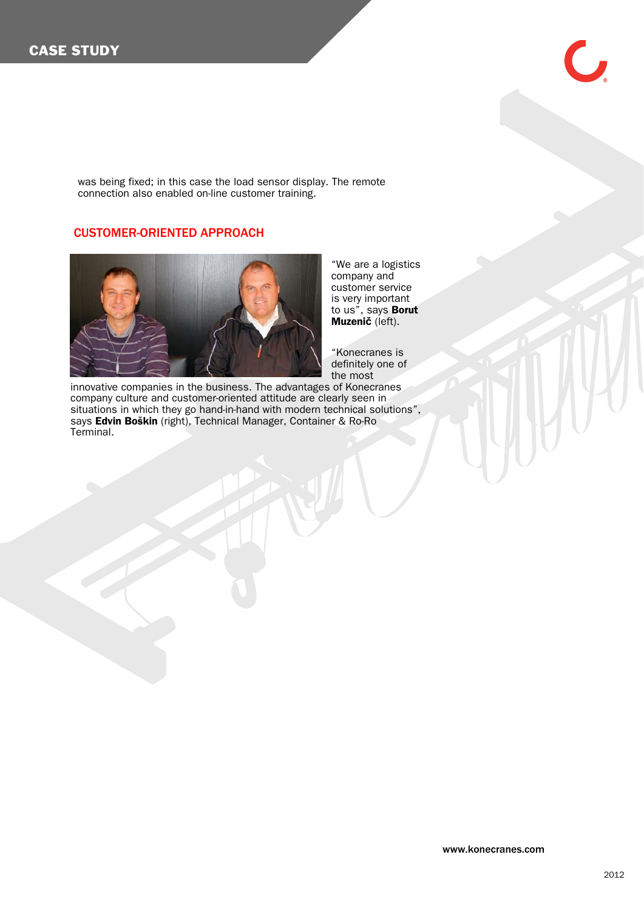was being fixed; in this case the load sensor display. The remote connection also enabled on-line customer training.

## CUSTOMER-ORIENTED APPROACH

"We are a logistics company and customer service is very important to us", says **Borut Muzenič** (left).

"Konecranes is definitely one of the most innovative companies in the business. The advantages of Konecranes company culture and customer-oriented attitude are clearly seen in situations in which they go hand-in-hand with modern technical solutions", says **Edvin Boškin** (right), Technical Manager, Container & Ro-Ro Terminal.

www.konecranes.com

2012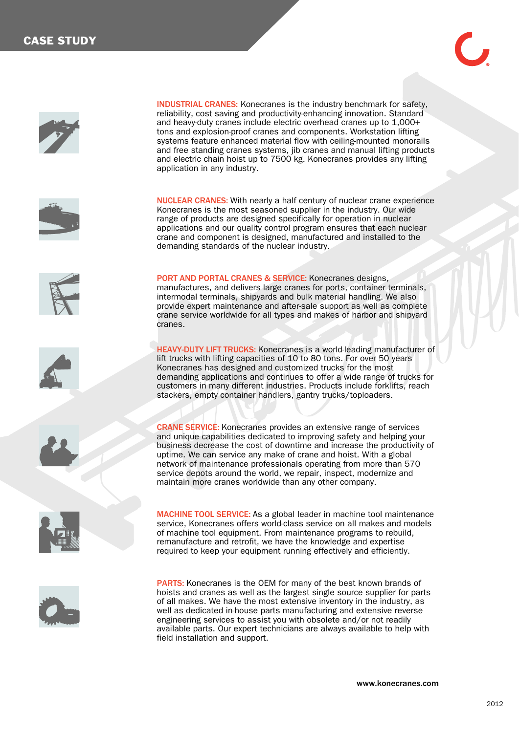**INDUSTRIAL CRANES:** Konecranes is the industry benchmark for safety, reliability, cost saving and productivity-enhancing innovation. Standard and heavy-duty cranes include electric overhead cranes up to 1,000+ tons and explosion-proof cranes and components. Workstation lifting systems feature enhanced material flow with ceiling-mounted monorails and free standing cranes systems, jib cranes and manual lifting products and electric chain hoist up to 7500 kg. Konecranes provides any lifting application in any industry.

**NUCLEAR CRANES:** With nearly a half century of nuclear crane experience Konecranes is the most seasoned supplier in the industry. Our wide range of products are designed specifically for operation in nuclear applications and our quality control program ensures that each nuclear crane and component is designed, manufactured and installed to the demanding standards of the nuclear industry.

**PORT AND PORTAL CRANES & SERVICE:** Konecranes designs, manufactures, and delivers large cranes for ports, container terminals, intermodal terminals, shipyards and bulk material handling. We also provide expert maintenance and after-sale support as well as complete crane service worldwide for all types and makes of harbor and shipyard cranes.

**HEAVY-DUTY LIFT TRUCKS:** Konecranes is a world-leading manufacturer of lift trucks with lifting capacities of 10 to 80 tons. For over 50 years Konecranes has designed and customized trucks for the most demanding applications and continues to offer a wide range of trucks for customers in many different industries. Products include forklifts, reach stackers, empty container handlers, gantry trucks/toploaders.

**CRANE SERVICE:** Konecranes provides an extensive range of services and unique capabilities dedicated to improving safety and helping your business decrease the cost of downtime and increase the productivity of uptime. We can service any make of crane and hoist. With a global network of maintenance professionals operating from more than 570 service depots around the world, we repair, inspect, modernize and maintain more cranes worldwide than any other company.

**MACHINE TOOL SERVICE:** As a global leader in machine tool maintenance service, Konecranes offers world-class service on all makes and models of machine tool equipment. From maintenance programs to rebuild, remanufacture and retrofit, we have the knowledge and expertise required to keep your equipment running effectively and efficiently.

**PARTS:** Konecranes is the OEM for many of the best known brands of hoists and cranes as well as the largest single source supplier for parts of all makes. We have the most extensive inventory in the industry, as well as dedicated in-house parts manufacturing and extensive reverse engineering services to assist you with obsolete and/or not readily available parts. Our expert technicians are always available to help with field installation and support.

**www.konecranes.com**

2012